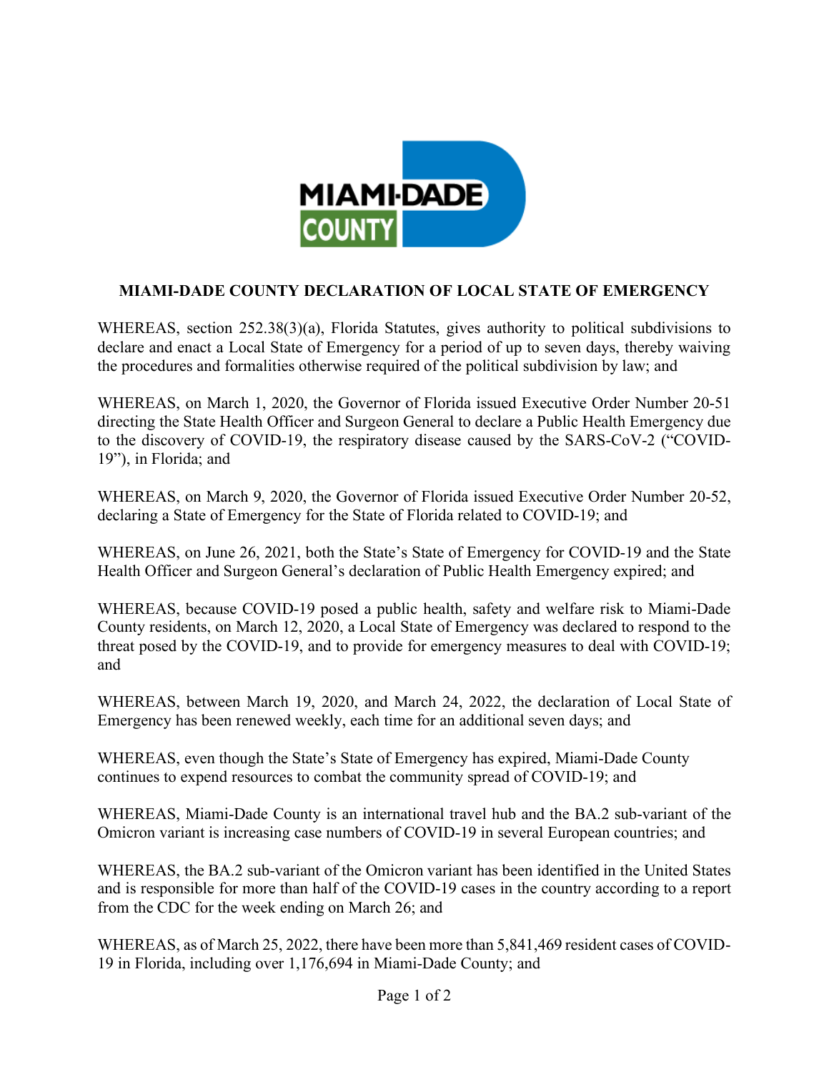# MIAMI-DADE COUNTY DECLARATION OF LOCAL STATE OF EMERGENCY

WHEREAS, section 252.38(3)(a), Florida Statutes, gives authority to political subdivisions to declare and enact a Local State of Emergency for a period of up to seven days, thereby waiving the procedures and formalities otherwise required of the political subdivision by law; and

WHEREAS, on March 1, 2020, the Governor of Florida issued Executive Order Number 20-51 directing the State Health Officer and Surgeon General to declare a Public Health Emergency due to the discovery of COVID-19, the respiratory disease caused by the SARS-CoV-2 ("COVID-19"), in Florida; and

WHEREAS, on March 9, 2020, the Governor of Florida issued Executive Order Number 20-52, declaring a State of Emergency for the State of Florida related to COVID-19; and

WHEREAS, on June 26, 2021, both the State's State of Emergency for COVID-19 and the State Health Officer and Surgeon General's declaration of Public Health Emergency expired; and

WHEREAS, because COVID-19 posed a public health, safety and welfare risk to Miami-Dade County residents, on March 12, 2020, a Local State of Emergency was declared to respond to the threat posed by the COVID-19, and to provide for emergency measures to deal with COVID-19; and

WHEREAS, between March 19, 2020, and March 24, 2022, the declaration of Local State of Emergency has been renewed weekly, each time for an additional seven days; and

WHEREAS, even though the State's State of Emergency has expired, Miami-Dade County continues to expend resources to combat the community spread of COVID-19; and

WHEREAS, Miami-Dade County is an international travel hub and the BA.2 sub-variant of the Omicron variant is increasing case numbers of COVID-19 in several European countries; and

WHEREAS, the BA.2 sub-variant of the Omicron variant has been identified in the United States and is responsible for more than half of the COVID-19 cases in the country according to a report from the CDC for the week ending on March 26; and

WHEREAS, as of March 25, 2022, there have been more than 5,841,469 resident cases of COVID-19 in Florida, including over 1,176,694 in Miami-Dade County; and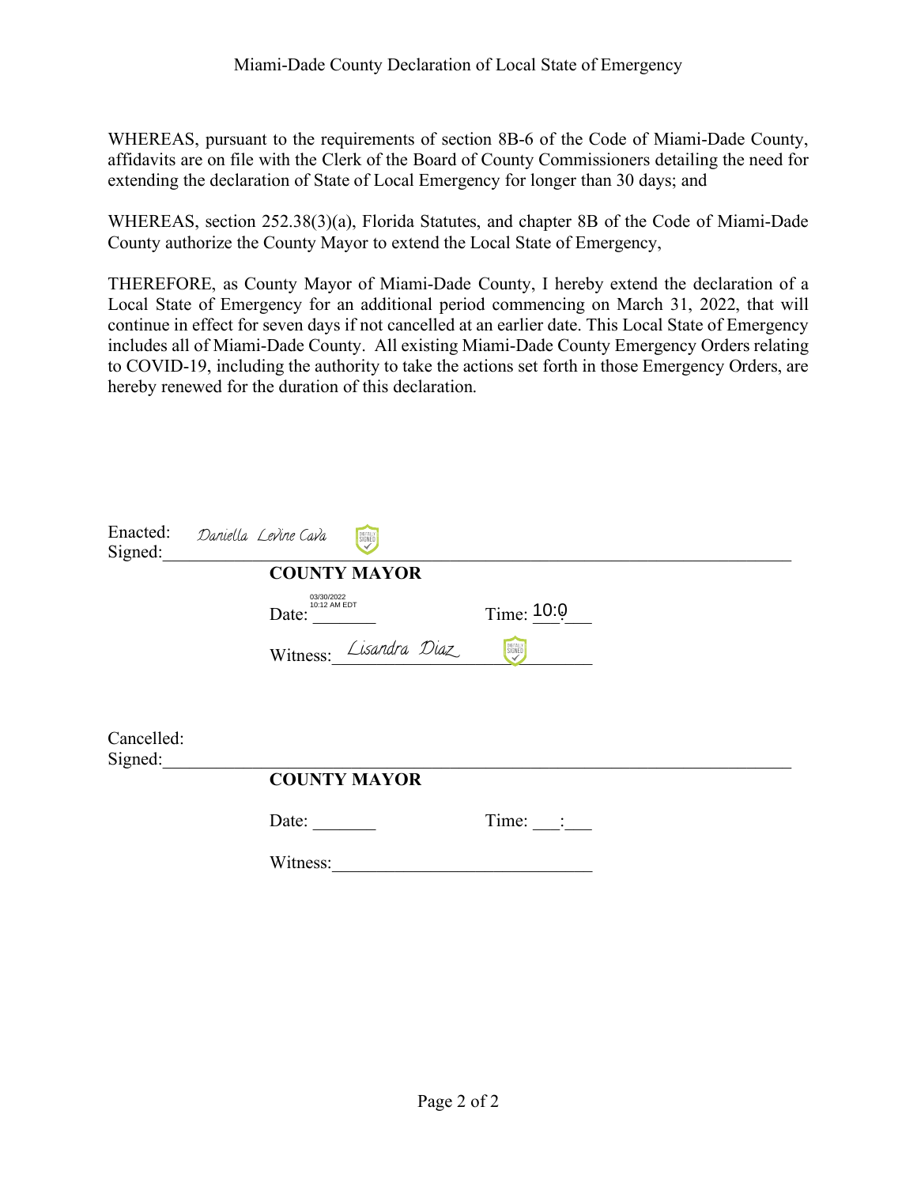Miami-Dade County Declaration of Local State of Emergency

WHEREAS, pursuant to the requirements of section 8B-6 of the Code of Miami-Dade County, affidavits are on file with the Clerk of the Board of County Commissioners detailing the need for extending the declaration of State of Local Emergency for longer than 30 days; and

WHEREAS, section 252.38(3)(a), Florida Statutes, and chapter 8B of the Code of Miami-Dade County authorize the County Mayor to extend the Local State of Emergency,

THEREFORE, as County Mayor of Miami-Dade County, I hereby extend the declaration of a Local State of Emergency for an additional period commencing on March 31, 2022, that will continue in effect for seven days if not cancelled at an earlier date. This Local State of Emergency includes all of Miami-Dade County. All existing Miami-Dade County Emergency Orders relating to COVID-19, including the authority to take the actions set forth in those Emergency Orders, are hereby renewed for the duration of this declaration.

Enacted:
Signed: *Daniella Levine Cava* DIGITALLY SIGNED
**COUNTY MAYOR**

Date: 03/30/2022 10:12 AM EDT     Time: 10:0

Witness: *Lisandra Diaz* DIGITALLY SIGNED

Cancelled:
Signed: ____________________
**COUNTY MAYOR**

Date: _______     Time: ___:___

Witness: ____________________